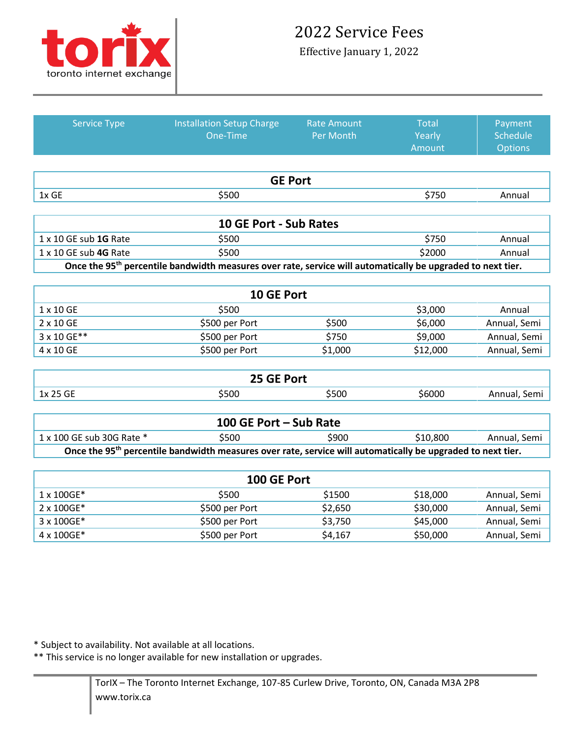torix
toronto internet exchange

# 2022 Service Fees

Effective January 1, 2022

| Service Type | Installation Setup Charge One-Time | Rate Amount Per Month | Total Yearly Amount | Payment Schedule Options |
|---|---|---|---|---|
| **GE Port** | | | | |
| 1x GE | $500 | | $750 | Annual |
| **10 GE Port - Sub Rates** | | | | |
| 1 x 10 GE sub **1G** Rate | $500 | | $750 | Annual |
| 1 x 10 GE sub **4G** Rate | $500 | | $2000 | Annual |
| **Once the 95th percentile bandwidth measures over rate, service will automatically be upgraded to next tier.** | | | | |
| **10 GE Port** | | | | |
| 1 x 10 GE | $500 | | $3,000 | Annual |
| 2 x 10 GE | $500 per Port | $500 | $6,000 | Annual, Semi |
| 3 x 10 GE** | $500 per Port | $750 | $9,000 | Annual, Semi |
| 4 x 10 GE | $500 per Port | $1,000 | $12,000 | Annual, Semi |
| **25 GE Port** | | | | |
| 1x 25 GE | $500 | $500 | $6000 | Annual, Semi |
| **100 GE Port – Sub Rate** | | | | |
| 1 x 100 GE sub 30G Rate * | $500 | $900 | $10,800 | Annual, Semi |
| **Once the 95th percentile bandwidth measures over rate, service will automatically be upgraded to next tier.** | | | | |
| **100 GE Port** | | | | |
| 1 x 100GE* | $500 | $1500 | $18,000 | Annual, Semi |
| 2 x 100GE* | $500 per Port | $2,650 | $30,000 | Annual, Semi |
| 3 x 100GE* | $500 per Port | $3,750 | $45,000 | Annual, Semi |
| 4 x 100GE* | $500 per Port | $4,167 | $50,000 | Annual, Semi |

* Subject to availability. Not available at all locations.

** This service is no longer available for new installation or upgrades.

TorIX – The Toronto Internet Exchange, 107-85 Curlew Drive, Toronto, ON, Canada M3A 2P8
www.torix.ca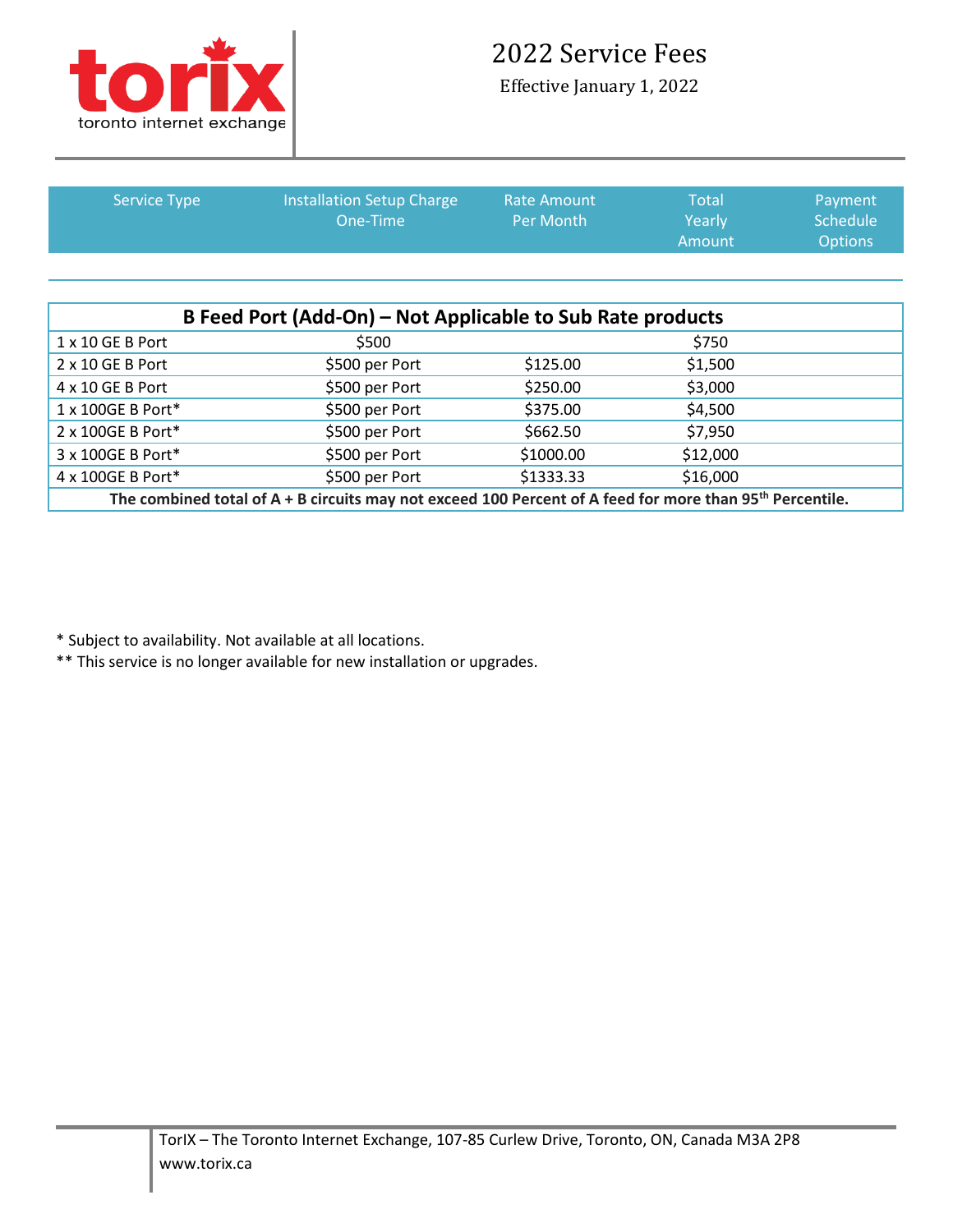# 2022 Service Fees

Effective January 1, 2022

| Service Type | Installation Setup Charge One-Time | Rate Amount Per Month | Total Yearly Amount | Payment Schedule Options |
|---|---|---|---|---|
| **B Feed Port (Add-On) – Not Applicable to Sub Rate products** | | | | |
| 1 x 10 GE B Port | $500 | | $750 | |
| 2 x 10 GE B Port | $500 per Port | $125.00 | $1,500 | |
| 4 x 10 GE B Port | $500 per Port | $250.00 | $3,000 | |
| 1 x 100GE B Port* | $500 per Port | $375.00 | $4,500 | |
| 2 x 100GE B Port* | $500 per Port | $662.50 | $7,950 | |
| 3 x 100GE B Port* | $500 per Port | $1000.00 | $12,000 | |
| 4 x 100GE B Port* | $500 per Port | $1333.33 | $16,000 | |
| **The combined total of A + B circuits may not exceed 100 Percent of A feed for more than 95th Percentile.** | | | | |

* Subject to availability. Not available at all locations.

** This service is no longer available for new installation or upgrades.

TorIX – The Toronto Internet Exchange, 107-85 Curlew Drive, Toronto, ON, Canada M3A 2P8
www.torix.ca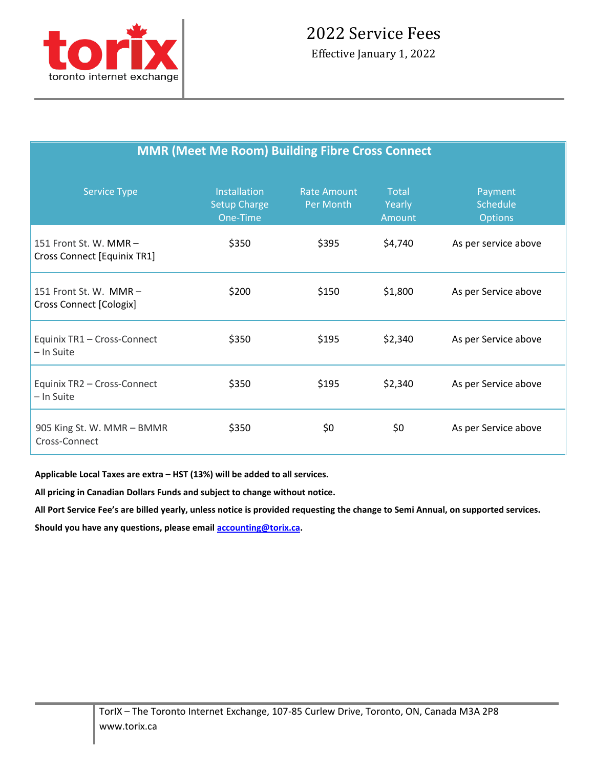# 2022 Service Fees

Effective January 1, 2022

| MMR (Meet Me Room) Building Fibre Cross Connect | | | | |
|---|---|---|---|---|
| Service Type | Installation Setup Charge One-Time | Rate Amount Per Month | Total Yearly Amount | Payment Schedule Options |
| 151 Front St. W. MMR – Cross Connect [Equinix TR1] | $350 | $395 | $4,740 | As per service above |
| 151 Front St. W. MMR – Cross Connect [Cologix] | $200 | $150 | $1,800 | As per Service above |
| Equinix TR1 – Cross-Connect – In Suite | $350 | $195 | $2,340 | As per Service above |
| Equinix TR2 – Cross-Connect – In Suite | $350 | $195 | $2,340 | As per Service above |
| 905 King St. W. MMR – BMMR Cross-Connect | $350 | $0 | $0 | As per Service above |

**Applicable Local Taxes are extra – HST (13%) will be added to all services.**

**All pricing in Canadian Dollars Funds and subject to change without notice.**

**All Port Service Fee's are billed yearly, unless notice is provided requesting the change to Semi Annual, on supported services.**

**Should you have any questions, please email accounting@torix.ca.**

TorIX – The Toronto Internet Exchange, 107-85 Curlew Drive, Toronto, ON, Canada M3A 2P8
www.torix.ca